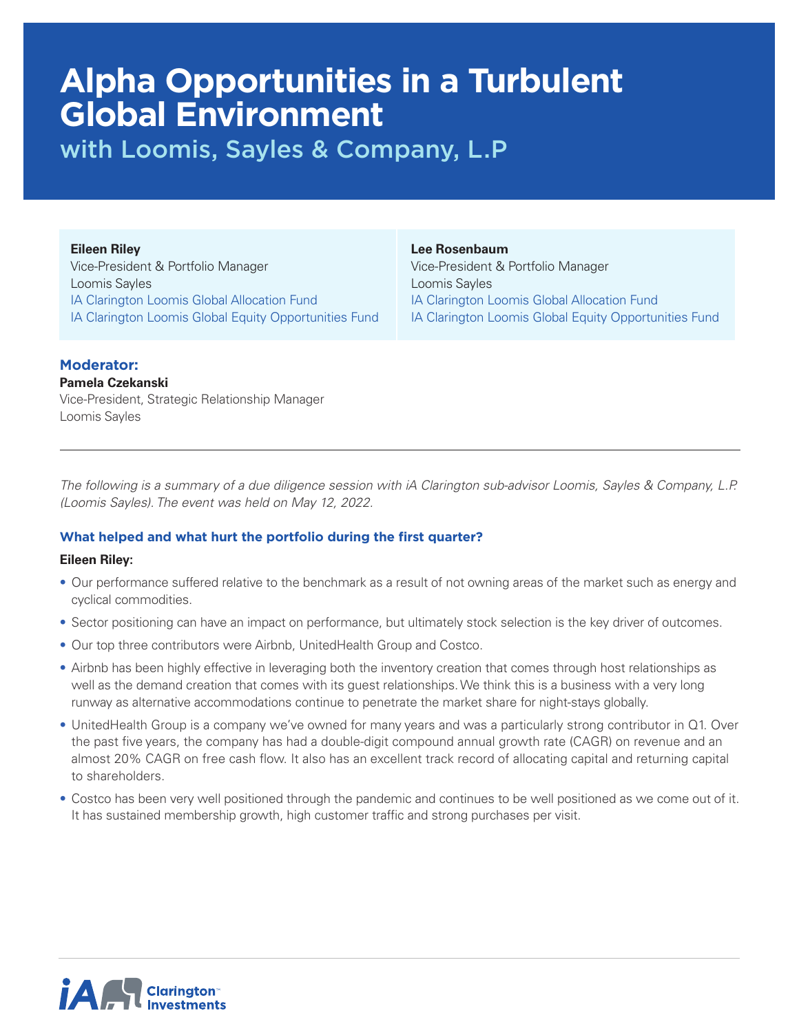# Alpha Opportunities in a Turbulent Global Environment

## with Loomis, Sayles & Company, L.P

**Eileen Riley**
Vice-President & Portfolio Manager
Loomis Sayles
IA Clarington Loomis Global Allocation Fund
IA Clarington Loomis Global Equity Opportunities Fund

**Lee Rosenbaum**
Vice-President & Portfolio Manager
Loomis Sayles
IA Clarington Loomis Global Allocation Fund
IA Clarington Loomis Global Equity Opportunities Fund

**Moderator:**
**Pamela Czekanski**
Vice-President, Strategic Relationship Manager
Loomis Sayles

---

*The following is a summary of a due diligence session with iA Clarington sub-advisor Loomis, Sayles & Company, L.P. (Loomis Sayles). The event was held on May 12, 2022.*

### What helped and what hurt the portfolio during the first quarter?

**Eileen Riley:**

- Our performance suffered relative to the benchmark as a result of not owning areas of the market such as energy and cyclical commodities.
- Sector positioning can have an impact on performance, but ultimately stock selection is the key driver of outcomes.
- Our top three contributors were Airbnb, UnitedHealth Group and Costco.
- Airbnb has been highly effective in leveraging both the inventory creation that comes through host relationships as well as the demand creation that comes with its guest relationships. We think this is a business with a very long runway as alternative accommodations continue to penetrate the market share for night-stays globally.
- UnitedHealth Group is a company we've owned for many years and was a particularly strong contributor in Q1. Over the past five years, the company has had a double-digit compound annual growth rate (CAGR) on revenue and an almost 20% CAGR on free cash flow. It also has an excellent track record of allocating capital and returning capital to shareholders.
- Costco has been very well positioned through the pandemic and continues to be well positioned as we come out of it. It has sustained membership growth, high customer traffic and strong purchases per visit.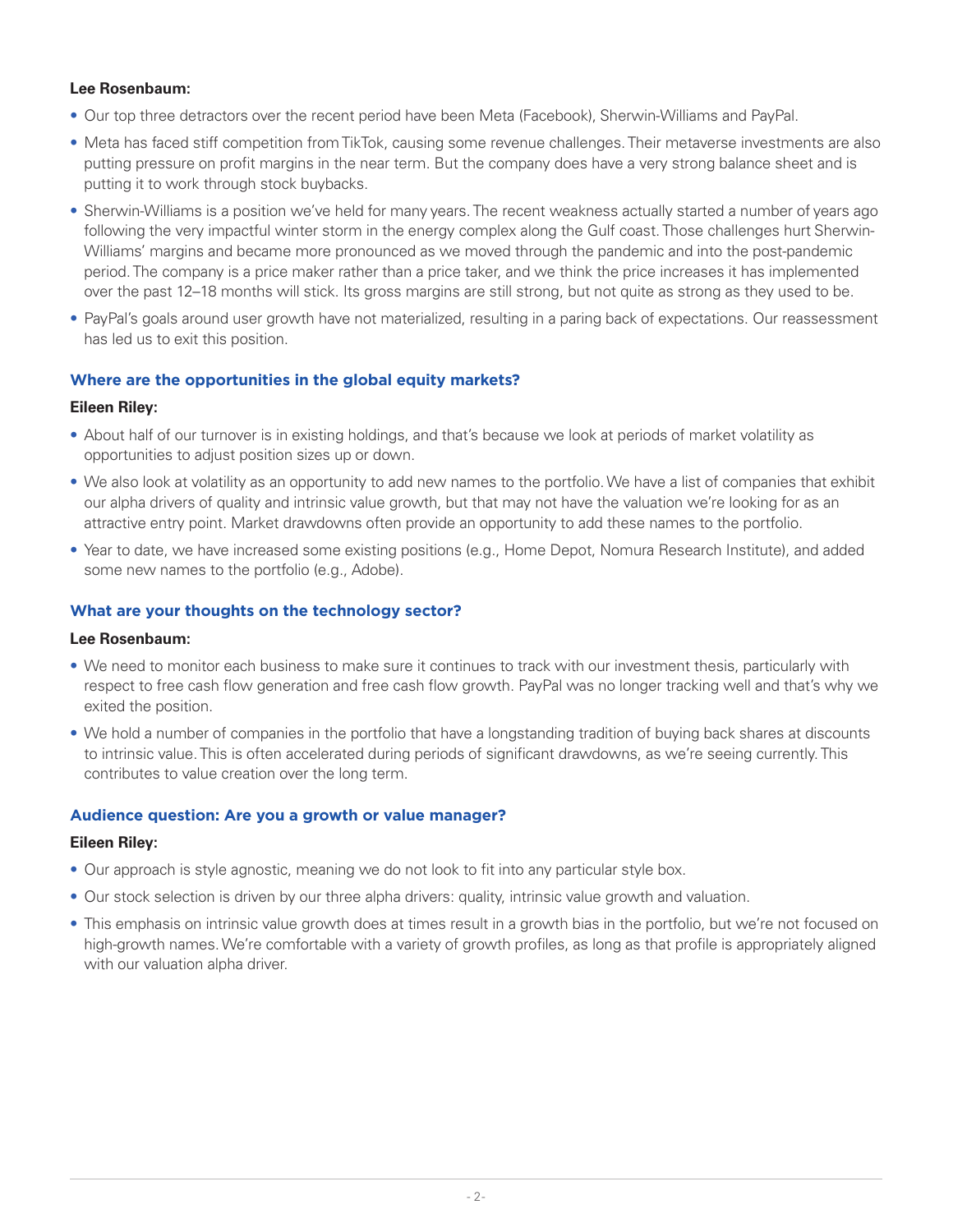**Lee Rosenbaum:**

- Our top three detractors over the recent period have been Meta (Facebook), Sherwin-Williams and PayPal.
- Meta has faced stiff competition from TikTok, causing some revenue challenges. Their metaverse investments are also putting pressure on profit margins in the near term. But the company does have a very strong balance sheet and is putting it to work through stock buybacks.
- Sherwin-Williams is a position we've held for many years. The recent weakness actually started a number of years ago following the very impactful winter storm in the energy complex along the Gulf coast. Those challenges hurt Sherwin-Williams' margins and became more pronounced as we moved through the pandemic and into the post-pandemic period. The company is a price maker rather than a price taker, and we think the price increases it has implemented over the past 12–18 months will stick. Its gross margins are still strong, but not quite as strong as they used to be.
- PayPal's goals around user growth have not materialized, resulting in a paring back of expectations. Our reassessment has led us to exit this position.

### Where are the opportunities in the global equity markets?

**Eileen Riley:**

- About half of our turnover is in existing holdings, and that's because we look at periods of market volatility as opportunities to adjust position sizes up or down.
- We also look at volatility as an opportunity to add new names to the portfolio. We have a list of companies that exhibit our alpha drivers of quality and intrinsic value growth, but that may not have the valuation we're looking for as an attractive entry point. Market drawdowns often provide an opportunity to add these names to the portfolio.
- Year to date, we have increased some existing positions (e.g., Home Depot, Nomura Research Institute), and added some new names to the portfolio (e.g., Adobe).

### What are your thoughts on the technology sector?

**Lee Rosenbaum:**

- We need to monitor each business to make sure it continues to track with our investment thesis, particularly with respect to free cash flow generation and free cash flow growth. PayPal was no longer tracking well and that's why we exited the position.
- We hold a number of companies in the portfolio that have a longstanding tradition of buying back shares at discounts to intrinsic value. This is often accelerated during periods of significant drawdowns, as we're seeing currently. This contributes to value creation over the long term.

### Audience question: Are you a growth or value manager?

**Eileen Riley:**

- Our approach is style agnostic, meaning we do not look to fit into any particular style box.
- Our stock selection is driven by our three alpha drivers: quality, intrinsic value growth and valuation.
- This emphasis on intrinsic value growth does at times result in a growth bias in the portfolio, but we're not focused on high-growth names. We're comfortable with a variety of growth profiles, as long as that profile is appropriately aligned with our valuation alpha driver.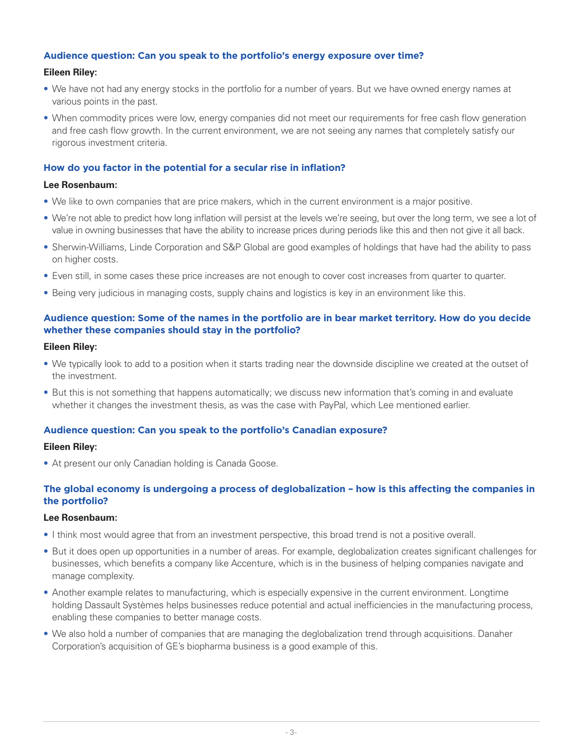### Audience question: Can you speak to the portfolio's energy exposure over time?

**Eileen Riley:**

- We have not had any energy stocks in the portfolio for a number of years. But we have owned energy names at various points in the past.
- When commodity prices were low, energy companies did not meet our requirements for free cash flow generation and free cash flow growth. In the current environment, we are not seeing any names that completely satisfy our rigorous investment criteria.

### How do you factor in the potential for a secular rise in inflation?

**Lee Rosenbaum:**

- We like to own companies that are price makers, which in the current environment is a major positive.
- We're not able to predict how long inflation will persist at the levels we're seeing, but over the long term, we see a lot of value in owning businesses that have the ability to increase prices during periods like this and then not give it all back.
- Sherwin-Williams, Linde Corporation and S&P Global are good examples of holdings that have had the ability to pass on higher costs.
- Even still, in some cases these price increases are not enough to cover cost increases from quarter to quarter.
- Being very judicious in managing costs, supply chains and logistics is key in an environment like this.

### Audience question: Some of the names in the portfolio are in bear market territory. How do you decide whether these companies should stay in the portfolio?

**Eileen Riley:**

- We typically look to add to a position when it starts trading near the downside discipline we created at the outset of the investment.
- But this is not something that happens automatically; we discuss new information that's coming in and evaluate whether it changes the investment thesis, as was the case with PayPal, which Lee mentioned earlier.

### Audience question: Can you speak to the portfolio's Canadian exposure?

**Eileen Riley:**

- At present our only Canadian holding is Canada Goose.

### The global economy is undergoing a process of deglobalization – how is this affecting the companies in the portfolio?

**Lee Rosenbaum:**

- I think most would agree that from an investment perspective, this broad trend is not a positive overall.
- But it does open up opportunities in a number of areas. For example, deglobalization creates significant challenges for businesses, which benefits a company like Accenture, which is in the business of helping companies navigate and manage complexity.
- Another example relates to manufacturing, which is especially expensive in the current environment. Longtime holding Dassault Systèmes helps businesses reduce potential and actual inefficiencies in the manufacturing process, enabling these companies to better manage costs.
- We also hold a number of companies that are managing the deglobalization trend through acquisitions. Danaher Corporation's acquisition of GE's biopharma business is a good example of this.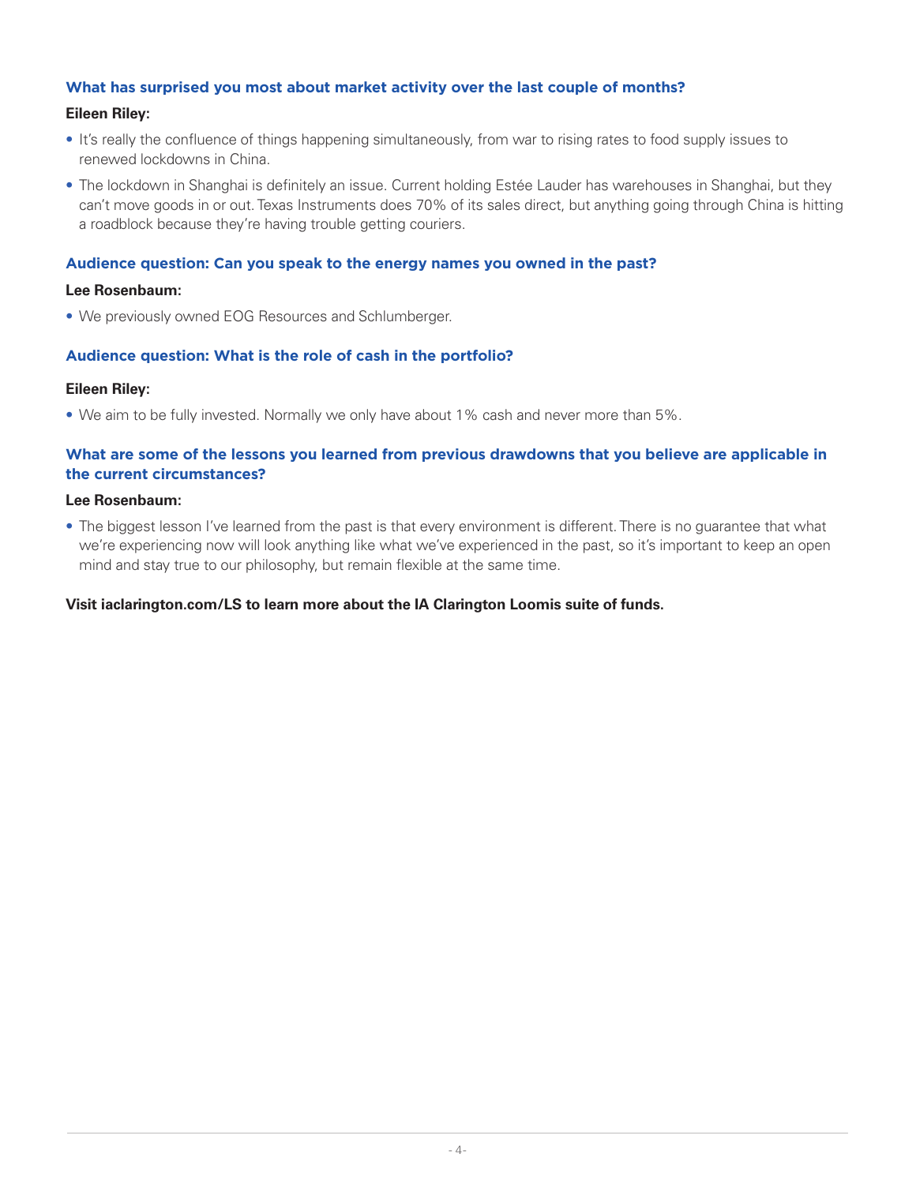### What has surprised you most about market activity over the last couple of months?

**Eileen Riley:**

- It's really the confluence of things happening simultaneously, from war to rising rates to food supply issues to renewed lockdowns in China.
- The lockdown in Shanghai is definitely an issue. Current holding Estée Lauder has warehouses in Shanghai, but they can't move goods in or out. Texas Instruments does 70% of its sales direct, but anything going through China is hitting a roadblock because they're having trouble getting couriers.

### Audience question: Can you speak to the energy names you owned in the past?

**Lee Rosenbaum:**

- We previously owned EOG Resources and Schlumberger.

### Audience question: What is the role of cash in the portfolio?

**Eileen Riley:**

- We aim to be fully invested. Normally we only have about 1% cash and never more than 5%.

### What are some of the lessons you learned from previous drawdowns that you believe are applicable in the current circumstances?

**Lee Rosenbaum:**

- The biggest lesson I've learned from the past is that every environment is different. There is no guarantee that what we're experiencing now will look anything like what we've experienced in the past, so it's important to keep an open mind and stay true to our philosophy, but remain flexible at the same time.

**Visit iaclarington.com/LS to learn more about the IA Clarington Loomis suite of funds.**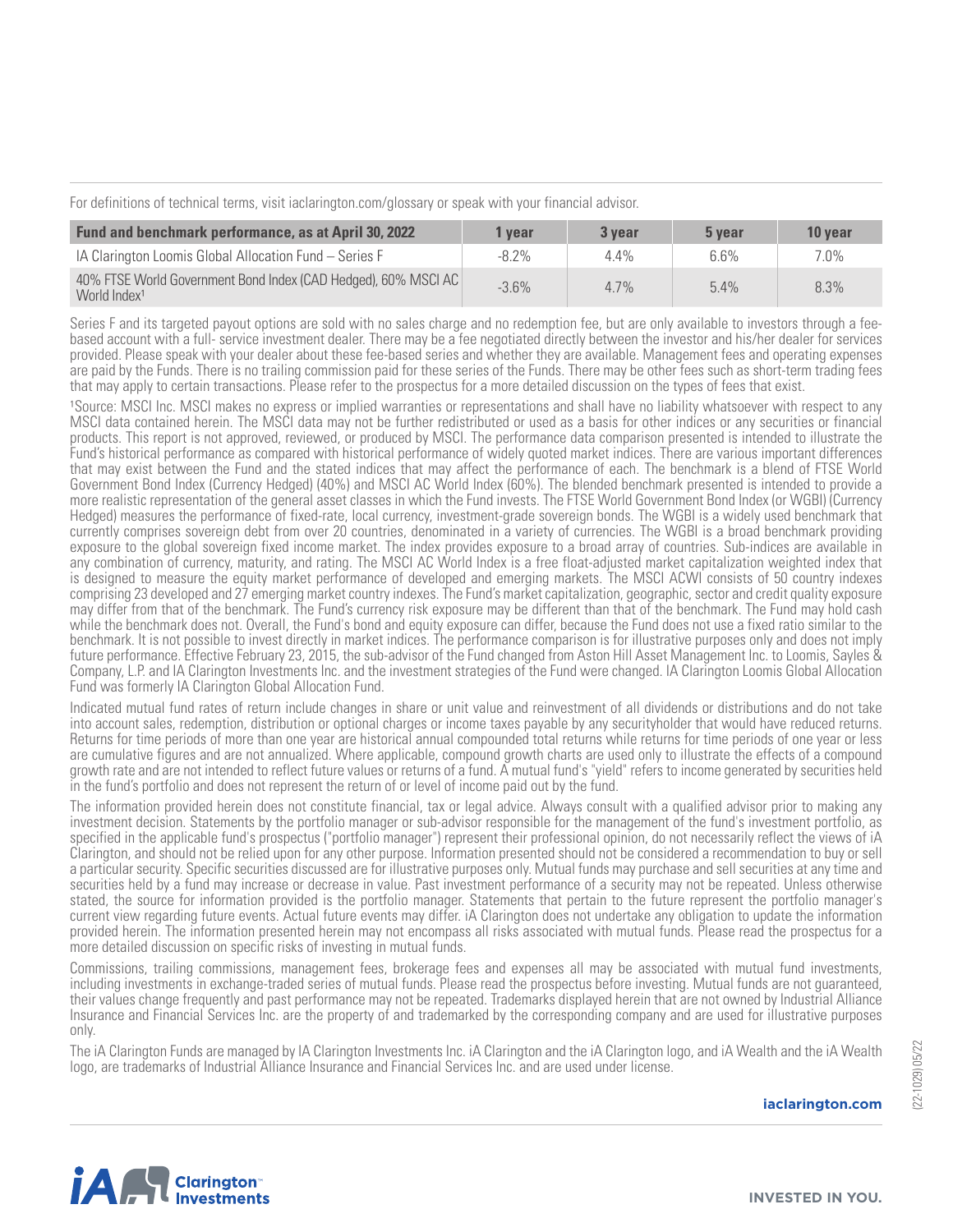For definitions of technical terms, visit iaclarington.com/glossary or speak with your financial advisor.

| Fund and benchmark performance, as at April 30, 2022 | 1 year | 3 year | 5 year | 10 year |
|---|---|---|---|---|
| IA Clarington Loomis Global Allocation Fund – Series F | -8.2% | 4.4% | 6.6% | 7.0% |
| 40% FTSE World Government Bond Index (CAD Hedged), 60% MSCI AC World Index[1] | -3.6% | 4.7% | 5.4% | 8.3% |

Series F and its targeted payout options are sold with no sales charge and no redemption fee, but are only available to investors through a fee-based account with a full- service investment dealer. There may be a fee negotiated directly between the investor and his/her dealer for services provided. Please speak with your dealer about these fee-based series and whether they are available. Management fees and operating expenses are paid by the Funds. There is no trailing commission paid for these series of the Funds. There may be other fees such as short-term trading fees that may apply to certain transactions. Please refer to the prospectus for a more detailed discussion on the types of fees that exist.

[1]Source: MSCI Inc. MSCI makes no express or implied warranties or representations and shall have no liability whatsoever with respect to any MSCI data contained herein. The MSCI data may not be further redistributed or used as a basis for other indices or any securities or financial products. This report is not approved, reviewed, or produced by MSCI. The performance data comparison presented is intended to illustrate the Fund's historical performance as compared with historical performance of widely quoted market indices. There are various important differences that may exist between the Fund and the stated indices that may affect the performance of each. The benchmark is a blend of FTSE World Government Bond Index (Currency Hedged) (40%) and MSCI AC World Index (60%). The blended benchmark presented is intended to provide a more realistic representation of the general asset classes in which the Fund invests. The FTSE World Government Bond Index (or WGBI) (Currency Hedged) measures the performance of fixed-rate, local currency, investment-grade sovereign bonds. The WGBI is a widely used benchmark that currently comprises sovereign debt from over 20 countries, denominated in a variety of currencies. The WGBI is a broad benchmark providing exposure to the global sovereign fixed income market. The index provides exposure to a broad array of countries. Sub-indices are available in any combination of currency, maturity, and rating. The MSCI AC World Index is a free float-adjusted market capitalization weighted index that is designed to measure the equity market performance of developed and emerging markets. The MSCI ACWI consists of 50 country indexes comprising 23 developed and 27 emerging market country indexes. The Fund's market capitalization, geographic, sector and credit quality exposure may differ from that of the benchmark. The Fund's currency risk exposure may be different than that of the benchmark. The Fund may hold cash while the benchmark does not. Overall, the Fund's bond and equity exposure can differ, because the Fund does not use a fixed ratio similar to the benchmark. It is not possible to invest directly in market indices. The performance comparison is for illustrative purposes only and does not imply future performance. Effective February 23, 2015, the sub-advisor of the Fund changed from Aston Hill Asset Management Inc. to Loomis, Sayles & Company, L.P. and IA Clarington Investments Inc. and the investment strategies of the Fund were changed. IA Clarington Loomis Global Allocation Fund was formerly IA Clarington Global Allocation Fund.

Indicated mutual fund rates of return include changes in share or unit value and reinvestment of all dividends or distributions and do not take into account sales, redemption, distribution or optional charges or income taxes payable by any securityholder that would have reduced returns. Returns for time periods of more than one year are historical annual compounded total returns while returns for time periods of one year or less are cumulative figures and are not annualized. Where applicable, compound growth charts are used only to illustrate the effects of a compound growth rate and are not intended to reflect future values or returns of a fund. A mutual fund's "yield" refers to income generated by securities held in the fund's portfolio and does not represent the return of or level of income paid out by the fund.

The information provided herein does not constitute financial, tax or legal advice. Always consult with a qualified advisor prior to making any investment decision. Statements by the portfolio manager or sub-advisor responsible for the management of the fund's investment portfolio, as specified in the applicable fund's prospectus ("portfolio manager") represent their professional opinion, do not necessarily reflect the views of iA Clarington, and should not be relied upon for any other purpose. Information presented should not be considered a recommendation to buy or sell a particular security. Specific securities discussed are for illustrative purposes only. Mutual funds may purchase and sell securities at any time and securities held by a fund may increase or decrease in value. Past investment performance of a security may not be repeated. Unless otherwise stated, the source for information provided is the portfolio manager. Statements that pertain to the future represent the portfolio manager's current view regarding future events. Actual future events may differ. iA Clarington does not undertake any obligation to update the information provided herein. The information presented herein may not encompass all risks associated with mutual funds. Please read the prospectus for a more detailed discussion on specific risks of investing in mutual funds.

Commissions, trailing commissions, management fees, brokerage fees and expenses all may be associated with mutual fund investments, including investments in exchange-traded series of mutual funds. Please read the prospectus before investing. Mutual funds are not guaranteed, their values change frequently and past performance may not be repeated. Trademarks displayed herein that are not owned by Industrial Alliance Insurance and Financial Services Inc. are the property of and trademarked by the corresponding company and are used for illustrative purposes only.

The iA Clarington Funds are managed by IA Clarington Investments Inc. iA Clarington and the iA Clarington logo, and iA Wealth and the iA Wealth logo, are trademarks of Industrial Alliance Insurance and Financial Services Inc. and are used under license.

(22-1029) 05/22

**iaclarington.com**

iA Clarington Investments

**INVESTED IN YOU.**